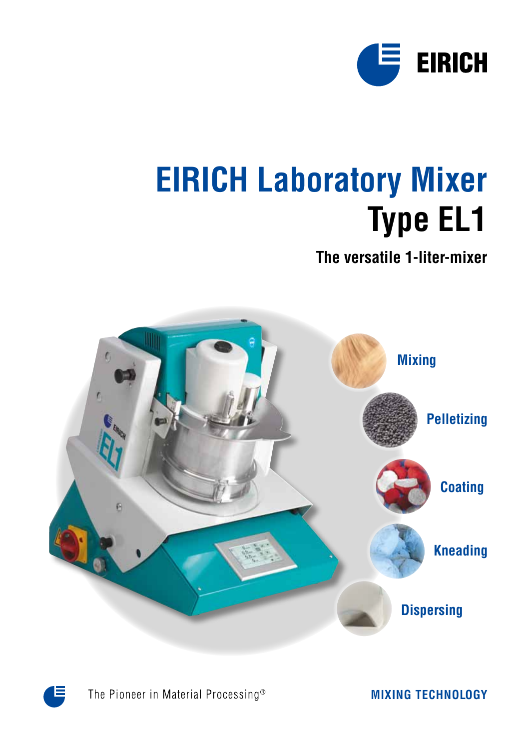EIRICH

# EIRICH Laboratory Mixer
# Type EL1

## The versatile 1-liter-mixer

Mixing

Pelletizing

Coating

Kneading

Dispersing

The Pioneer in Material Processing®

**MIXING TECHNOLOGY**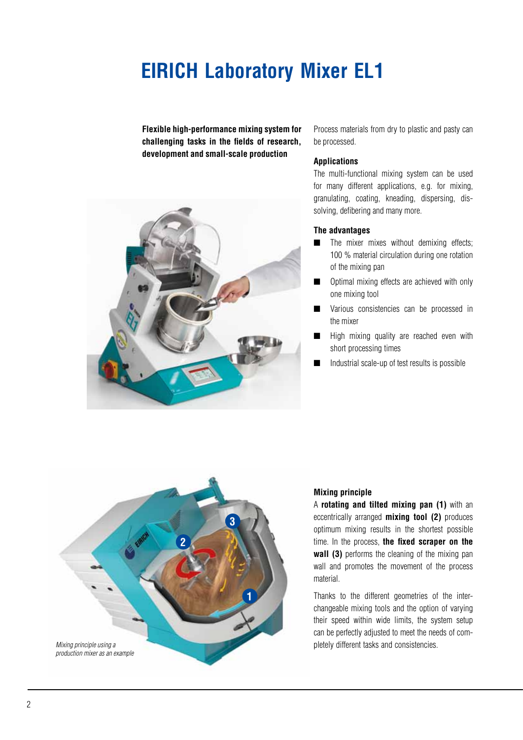# EIRICH Laboratory Mixer EL1

**Flexible high-performance mixing system for challenging tasks in the fields of research, development and small-scale production**

Process materials from dry to plastic and pasty can be processed.

### Applications

The multi-functional mixing system can be used for many different applications, e.g. for mixing, granulating, coating, kneading, dispersing, dissolving, defibering and many more.

### The advantages

- The mixer mixes without demixing effects; 100 % material circulation during one rotation of the mixing pan
- Optimal mixing effects are achieved with only one mixing tool
- Various consistencies can be processed in the mixer
- High mixing quality are reached even with short processing times
- Industrial scale-up of test results is possible

*Mixing principle using a production mixer as an example*

### Mixing principle

A **rotating and tilted mixing pan (1)** with an eccentrically arranged **mixing tool (2)** produces optimum mixing results in the shortest possible time. In the process, **the fixed scraper on the wall (3)** performs the cleaning of the mixing pan wall and promotes the movement of the process material.

Thanks to the different geometries of the interchangeable mixing tools and the option of varying their speed within wide limits, the system setup can be perfectly adjusted to meet the needs of completely different tasks and consistencies.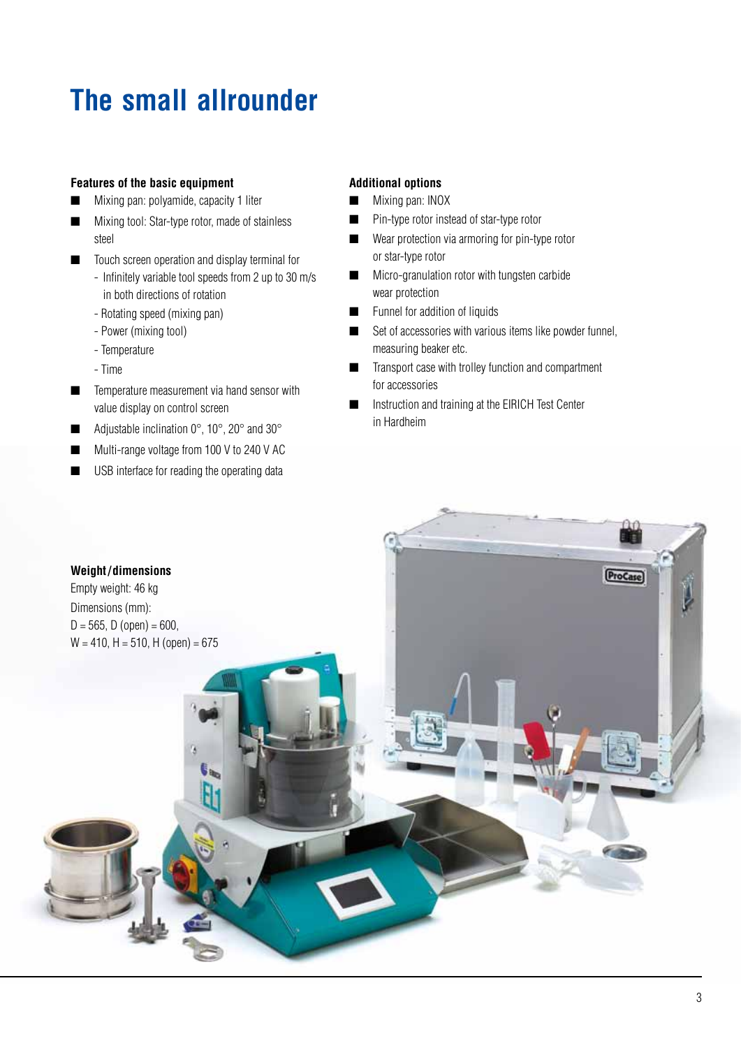# The small allrounder

**Features of the basic equipment**

- Mixing pan: polyamide, capacity 1 liter
- Mixing tool: Star-type rotor, made of stainless steel
- Touch screen operation and display terminal for
  - Infinitely variable tool speeds from 2 up to 30 m/s in both directions of rotation
  - Rotating speed (mixing pan)
  - Power (mixing tool)
  - Temperature
  - Time
- Temperature measurement via hand sensor with value display on control screen
- Adjustable inclination 0°, 10°, 20° and 30°
- Multi-range voltage from 100 V to 240 V AC
- USB interface for reading the operating data

**Additional options**

- Mixing pan: INOX
- Pin-type rotor instead of star-type rotor
- Wear protection via armoring for pin-type rotor or star-type rotor
- Micro-granulation rotor with tungsten carbide wear protection
- Funnel for addition of liquids
- Set of accessories with various items like powder funnel, measuring beaker etc.
- Transport case with trolley function and compartment for accessories
- Instruction and training at the EIRICH Test Center in Hardheim

**Weight/dimensions**

Empty weight: 46 kg

Dimensions (mm):

D = 565, D (open) = 600,

W = 410, H = 510, H (open) = 675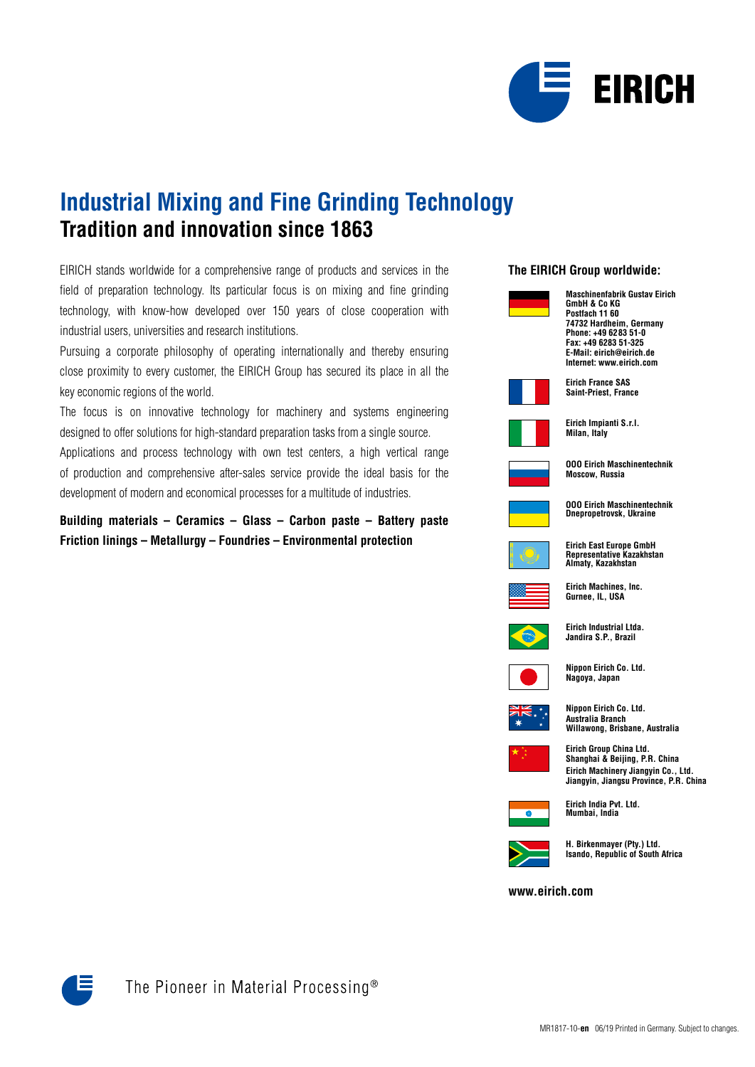EIRICH

# Industrial Mixing and Fine Grinding Technology

## Tradition and innovation since 1863

EIRICH stands worldwide for a comprehensive range of products and services in the field of preparation technology. Its particular focus is on mixing and fine grinding technology, with know-how developed over 150 years of close cooperation with industrial users, universities and research institutions.

Pursuing a corporate philosophy of operating internationally and thereby ensuring close proximity to every customer, the EIRICH Group has secured its place in all the key economic regions of the world.

The focus is on innovative technology for machinery and systems engineering designed to offer solutions for high-standard preparation tasks from a single source.

Applications and process technology with own test centers, a high vertical range of production and comprehensive after-sales service provide the ideal basis for the development of modern and economical processes for a multitude of industries.

**Building materials – Ceramics – Glass – Carbon paste – Battery paste Friction linings – Metallurgy – Foundries – Environmental protection**

### The EIRICH Group worldwide:

**Maschinenfabrik Gustav Eirich GmbH & Co KG**
**Postfach 11 60**
**74732 Hardheim, Germany**
**Phone: +49 6283 51-0**
**Fax: +49 6283 51-325**
**E-Mail: eirich@eirich.de**
**Internet: www.eirich.com**

**Eirich France SAS**
**Saint-Priest, France**

**Eirich Impianti S.r.l.**
**Milan, Italy**

**OOO Eirich Maschinentechnik**
**Moscow, Russia**

**OOO Eirich Maschinentechnik**
**Dnepropetrovsk, Ukraine**

**Eirich East Europe GmbH**
**Representative Kazakhstan**
**Almaty, Kazakhstan**

**Eirich Machines, Inc.**
**Gurnee, IL, USA**

**Eirich Industrial Ltda.**
**Jandira S.P., Brazil**

**Nippon Eirich Co. Ltd.**
**Nagoya, Japan**

**Nippon Eirich Co. Ltd.**
**Australia Branch**
**Willawong, Brisbane, Australia**

**Eirich Group China Ltd.**
**Shanghai & Beijing, P.R. China**
**Eirich Machinery Jiangyin Co., Ltd.**
**Jiangyin, Jiangsu Province, P.R. China**

**Eirich India Pvt. Ltd.**
**Mumbai, India**

**H. Birkenmayer (Pty.) Ltd.**
**Isando, Republic of South Africa**

**www.eirich.com**

The Pioneer in Material Processing®

MR1817-10-**en** 06/19 Printed in Germany. Subject to changes.